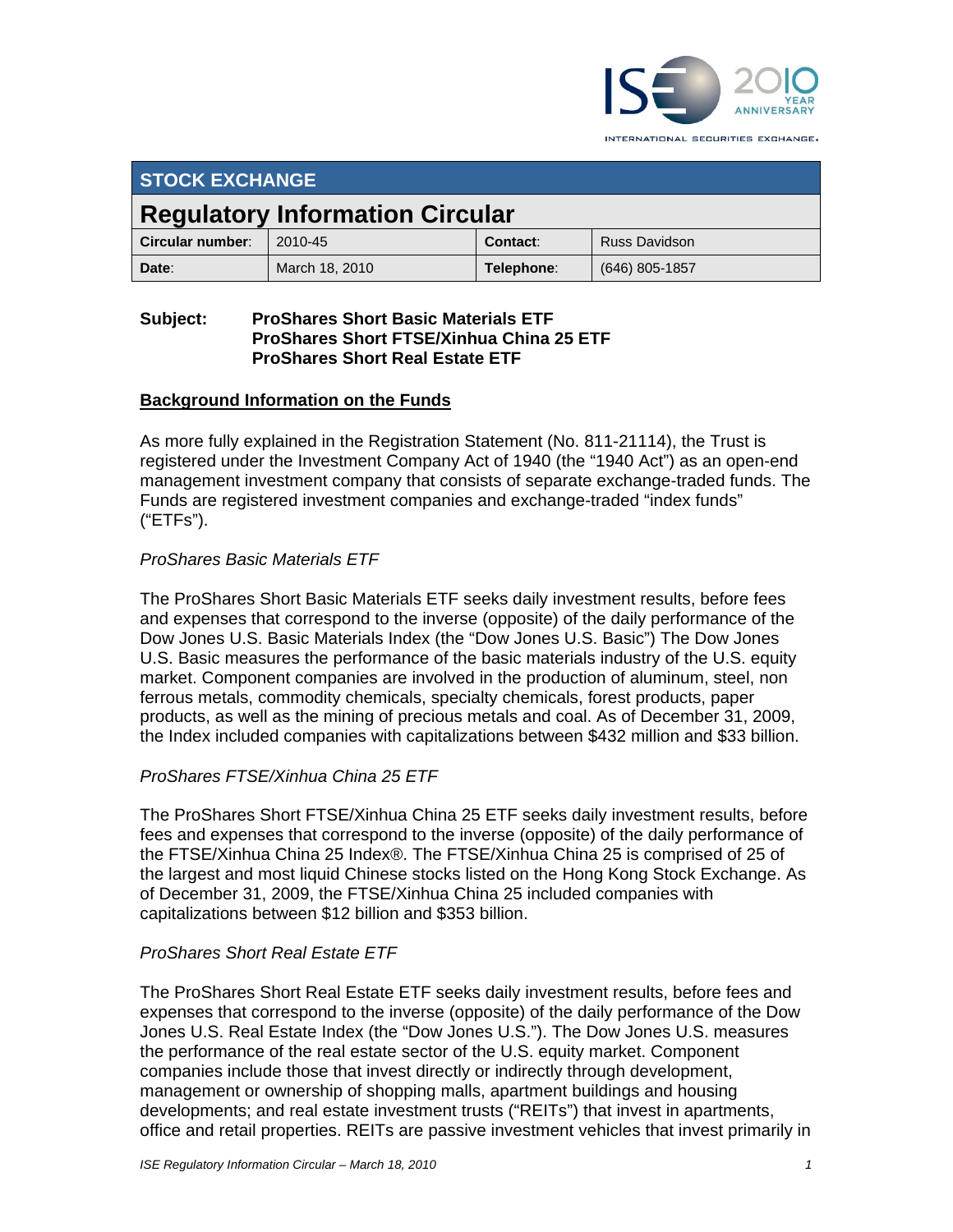INTERNATIONAL SECURITIES EXCHANGE.

## STOCK EXCHANGE

# Regulatory Information Circular

| **Circular number**: | 2010-45 | **Contact**: | Russ Davidson |
|---|---|---|---|
| **Date**: | March 18, 2010 | **Telephone**: | (646) 805-1857 |

**Subject:** **ProShares Short Basic Materials ETF**
**ProShares Short FTSE/Xinhua China 25 ETF**
**ProShares Short Real Estate ETF**

**Background Information on the Funds**

As more fully explained in the Registration Statement (No. 811-21114), the Trust is registered under the Investment Company Act of 1940 (the "1940 Act") as an open-end management investment company that consists of separate exchange-traded funds. The Funds are registered investment companies and exchange-traded "index funds" ("ETFs").

*ProShares Basic Materials ETF*

The ProShares Short Basic Materials ETF seeks daily investment results, before fees and expenses that correspond to the inverse (opposite) of the daily performance of the Dow Jones U.S. Basic Materials Index (the "Dow Jones U.S. Basic") The Dow Jones U.S. Basic measures the performance of the basic materials industry of the U.S. equity market. Component companies are involved in the production of aluminum, steel, non ferrous metals, commodity chemicals, specialty chemicals, forest products, paper products, as well as the mining of precious metals and coal. As of December 31, 2009, the Index included companies with capitalizations between $432 million and $33 billion.

*ProShares FTSE/Xinhua China 25 ETF*

The ProShares Short FTSE/Xinhua China 25 ETF seeks daily investment results, before fees and expenses that correspond to the inverse (opposite) of the daily performance of the FTSE/Xinhua China 25 Index®. The FTSE/Xinhua China 25 is comprised of 25 of the largest and most liquid Chinese stocks listed on the Hong Kong Stock Exchange. As of December 31, 2009, the FTSE/Xinhua China 25 included companies with capitalizations between $12 billion and $353 billion.

*ProShares Short Real Estate ETF*

The ProShares Short Real Estate ETF seeks daily investment results, before fees and expenses that correspond to the inverse (opposite) of the daily performance of the Dow Jones U.S. Real Estate Index (the "Dow Jones U.S."). The Dow Jones U.S. measures the performance of the real estate sector of the U.S. equity market. Component companies include those that invest directly or indirectly through development, management or ownership of shopping malls, apartment buildings and housing developments; and real estate investment trusts ("REITs") that invest in apartments, office and retail properties. REITs are passive investment vehicles that invest primarily in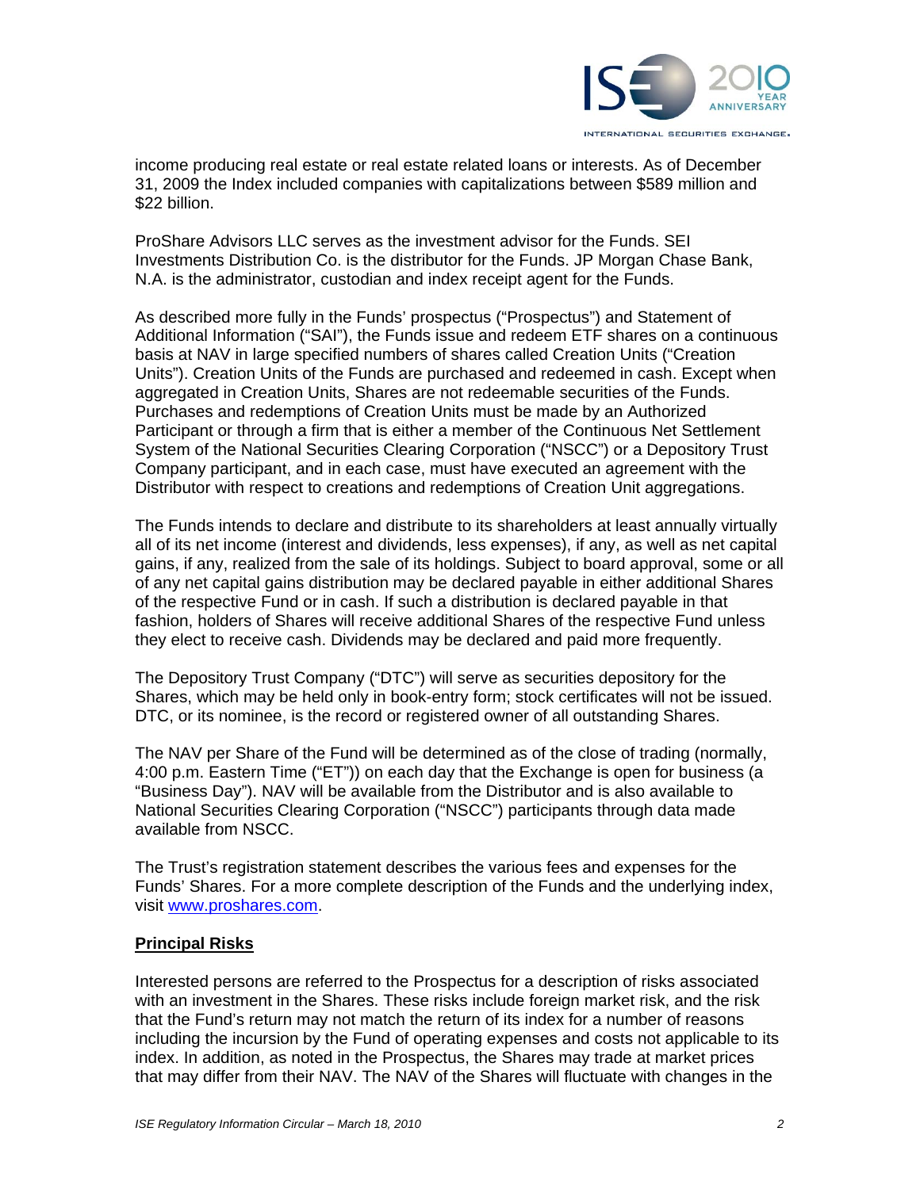income producing real estate or real estate related loans or interests. As of December 31, 2009 the Index included companies with capitalizations between $589 million and $22 billion.

ProShare Advisors LLC serves as the investment advisor for the Funds. SEI Investments Distribution Co. is the distributor for the Funds. JP Morgan Chase Bank, N.A. is the administrator, custodian and index receipt agent for the Funds.

As described more fully in the Funds' prospectus ("Prospectus") and Statement of Additional Information ("SAI"), the Funds issue and redeem ETF shares on a continuous basis at NAV in large specified numbers of shares called Creation Units ("Creation Units"). Creation Units of the Funds are purchased and redeemed in cash. Except when aggregated in Creation Units, Shares are not redeemable securities of the Funds. Purchases and redemptions of Creation Units must be made by an Authorized Participant or through a firm that is either a member of the Continuous Net Settlement System of the National Securities Clearing Corporation ("NSCC") or a Depository Trust Company participant, and in each case, must have executed an agreement with the Distributor with respect to creations and redemptions of Creation Unit aggregations.

The Funds intends to declare and distribute to its shareholders at least annually virtually all of its net income (interest and dividends, less expenses), if any, as well as net capital gains, if any, realized from the sale of its holdings. Subject to board approval, some or all of any net capital gains distribution may be declared payable in either additional Shares of the respective Fund or in cash. If such a distribution is declared payable in that fashion, holders of Shares will receive additional Shares of the respective Fund unless they elect to receive cash. Dividends may be declared and paid more frequently.

The Depository Trust Company ("DTC") will serve as securities depository for the Shares, which may be held only in book-entry form; stock certificates will not be issued. DTC, or its nominee, is the record or registered owner of all outstanding Shares.

The NAV per Share of the Fund will be determined as of the close of trading (normally, 4:00 p.m. Eastern Time ("ET")) on each day that the Exchange is open for business (a "Business Day"). NAV will be available from the Distributor and is also available to National Securities Clearing Corporation ("NSCC") participants through data made available from NSCC.

The Trust's registration statement describes the various fees and expenses for the Funds' Shares. For a more complete description of the Funds and the underlying index, visit www.proshares.com.

## Principal Risks

Interested persons are referred to the Prospectus for a description of risks associated with an investment in the Shares. These risks include foreign market risk, and the risk that the Fund's return may not match the return of its index for a number of reasons including the incursion by the Fund of operating expenses and costs not applicable to its index. In addition, as noted in the Prospectus, the Shares may trade at market prices that may differ from their NAV. The NAV of the Shares will fluctuate with changes in the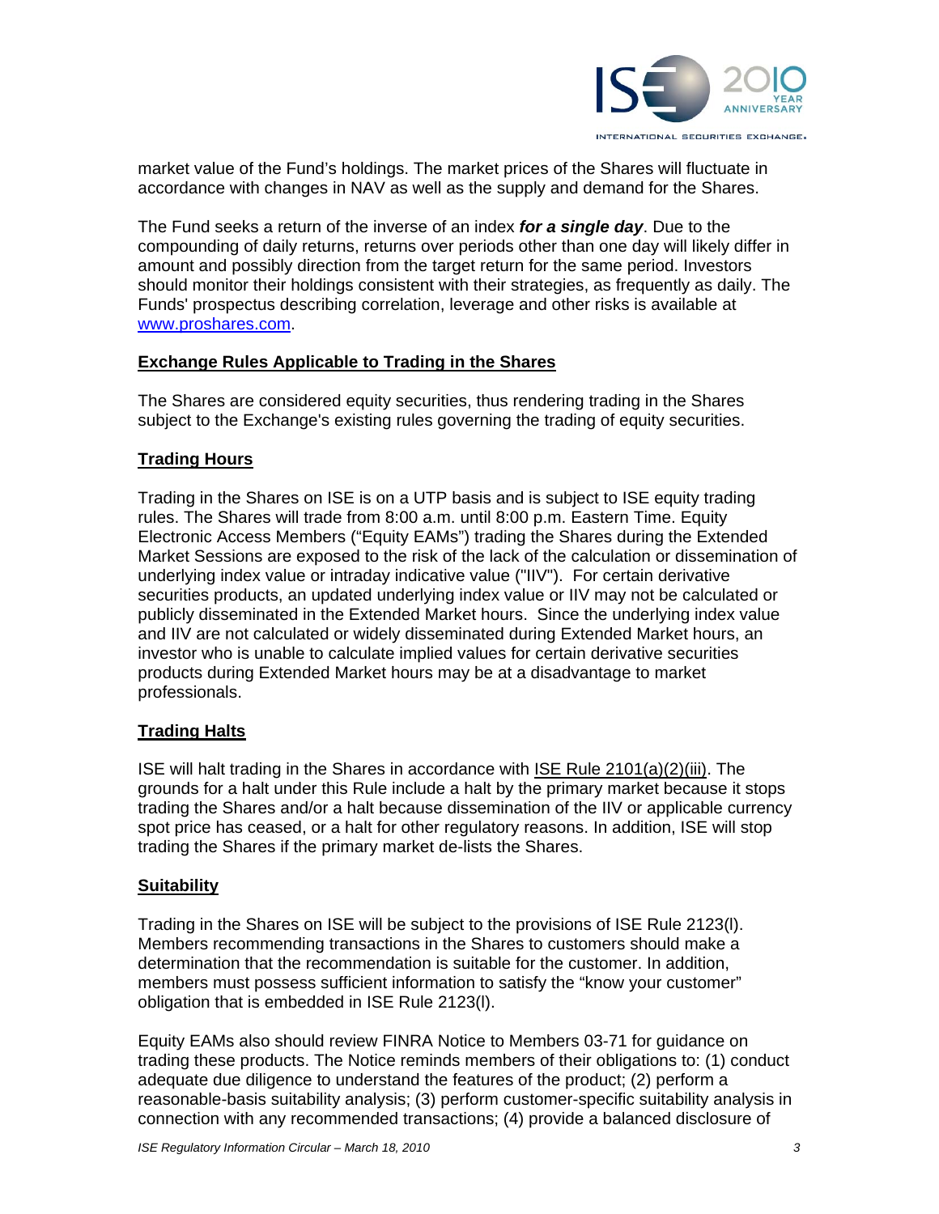market value of the Fund's holdings. The market prices of the Shares will fluctuate in accordance with changes in NAV as well as the supply and demand for the Shares.

The Fund seeks a return of the inverse of an index ***for a single day***. Due to the compounding of daily returns, returns over periods other than one day will likely differ in amount and possibly direction from the target return for the same period. Investors should monitor their holdings consistent with their strategies, as frequently as daily. The Funds' prospectus describing correlation, leverage and other risks is available at www.proshares.com.

## Exchange Rules Applicable to Trading in the Shares

The Shares are considered equity securities, thus rendering trading in the Shares subject to the Exchange's existing rules governing the trading of equity securities.

## Trading Hours

Trading in the Shares on ISE is on a UTP basis and is subject to ISE equity trading rules. The Shares will trade from 8:00 a.m. until 8:00 p.m. Eastern Time. Equity Electronic Access Members ("Equity EAMs") trading the Shares during the Extended Market Sessions are exposed to the risk of the lack of the calculation or dissemination of underlying index value or intraday indicative value ("IIV"). For certain derivative securities products, an updated underlying index value or IIV may not be calculated or publicly disseminated in the Extended Market hours. Since the underlying index value and IIV are not calculated or widely disseminated during Extended Market hours, an investor who is unable to calculate implied values for certain derivative securities products during Extended Market hours may be at a disadvantage to market professionals.

## Trading Halts

ISE will halt trading in the Shares in accordance with ISE Rule 2101(a)(2)(iii). The grounds for a halt under this Rule include a halt by the primary market because it stops trading the Shares and/or a halt because dissemination of the IIV or applicable currency spot price has ceased, or a halt for other regulatory reasons. In addition, ISE will stop trading the Shares if the primary market de-lists the Shares.

## Suitability

Trading in the Shares on ISE will be subject to the provisions of ISE Rule 2123(l). Members recommending transactions in the Shares to customers should make a determination that the recommendation is suitable for the customer. In addition, members must possess sufficient information to satisfy the "know your customer" obligation that is embedded in ISE Rule 2123(l).

Equity EAMs also should review FINRA Notice to Members 03-71 for guidance on trading these products. The Notice reminds members of their obligations to: (1) conduct adequate due diligence to understand the features of the product; (2) perform a reasonable-basis suitability analysis; (3) perform customer-specific suitability analysis in connection with any recommended transactions; (4) provide a balanced disclosure of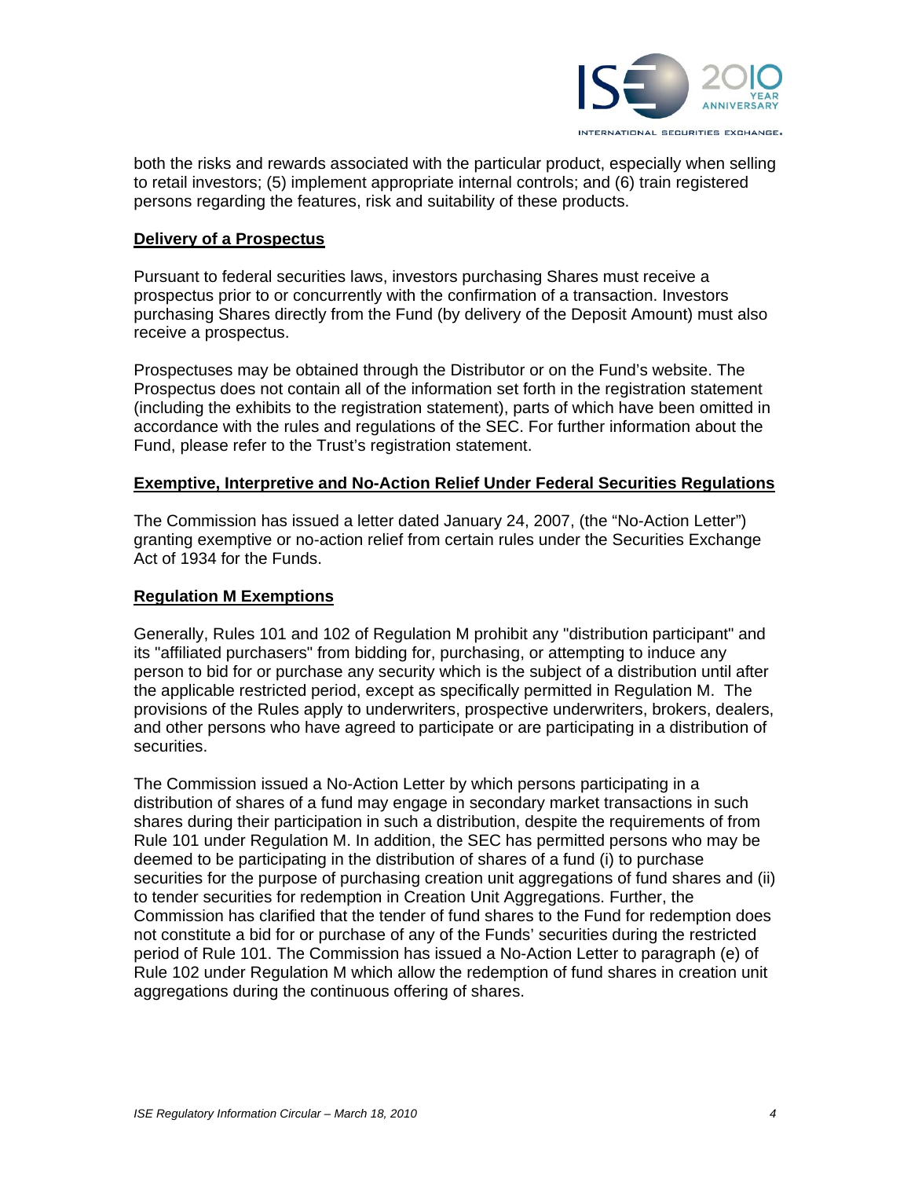both the risks and rewards associated with the particular product, especially when selling to retail investors; (5) implement appropriate internal controls; and (6) train registered persons regarding the features, risk and suitability of these products.

**Delivery of a Prospectus**

Pursuant to federal securities laws, investors purchasing Shares must receive a prospectus prior to or concurrently with the confirmation of a transaction. Investors purchasing Shares directly from the Fund (by delivery of the Deposit Amount) must also receive a prospectus.

Prospectuses may be obtained through the Distributor or on the Fund's website. The Prospectus does not contain all of the information set forth in the registration statement (including the exhibits to the registration statement), parts of which have been omitted in accordance with the rules and regulations of the SEC. For further information about the Fund, please refer to the Trust's registration statement.

**Exemptive, Interpretive and No-Action Relief Under Federal Securities Regulations**

The Commission has issued a letter dated January 24, 2007, (the "No-Action Letter") granting exemptive or no-action relief from certain rules under the Securities Exchange Act of 1934 for the Funds.

**Regulation M Exemptions**

Generally, Rules 101 and 102 of Regulation M prohibit any "distribution participant" and its "affiliated purchasers" from bidding for, purchasing, or attempting to induce any person to bid for or purchase any security which is the subject of a distribution until after the applicable restricted period, except as specifically permitted in Regulation M. The provisions of the Rules apply to underwriters, prospective underwriters, brokers, dealers, and other persons who have agreed to participate or are participating in a distribution of securities.

The Commission issued a No-Action Letter by which persons participating in a distribution of shares of a fund may engage in secondary market transactions in such shares during their participation in such a distribution, despite the requirements of from Rule 101 under Regulation M. In addition, the SEC has permitted persons who may be deemed to be participating in the distribution of shares of a fund (i) to purchase securities for the purpose of purchasing creation unit aggregations of fund shares and (ii) to tender securities for redemption in Creation Unit Aggregations. Further, the Commission has clarified that the tender of fund shares to the Fund for redemption does not constitute a bid for or purchase of any of the Funds' securities during the restricted period of Rule 101. The Commission has issued a No-Action Letter to paragraph (e) of Rule 102 under Regulation M which allow the redemption of fund shares in creation unit aggregations during the continuous offering of shares.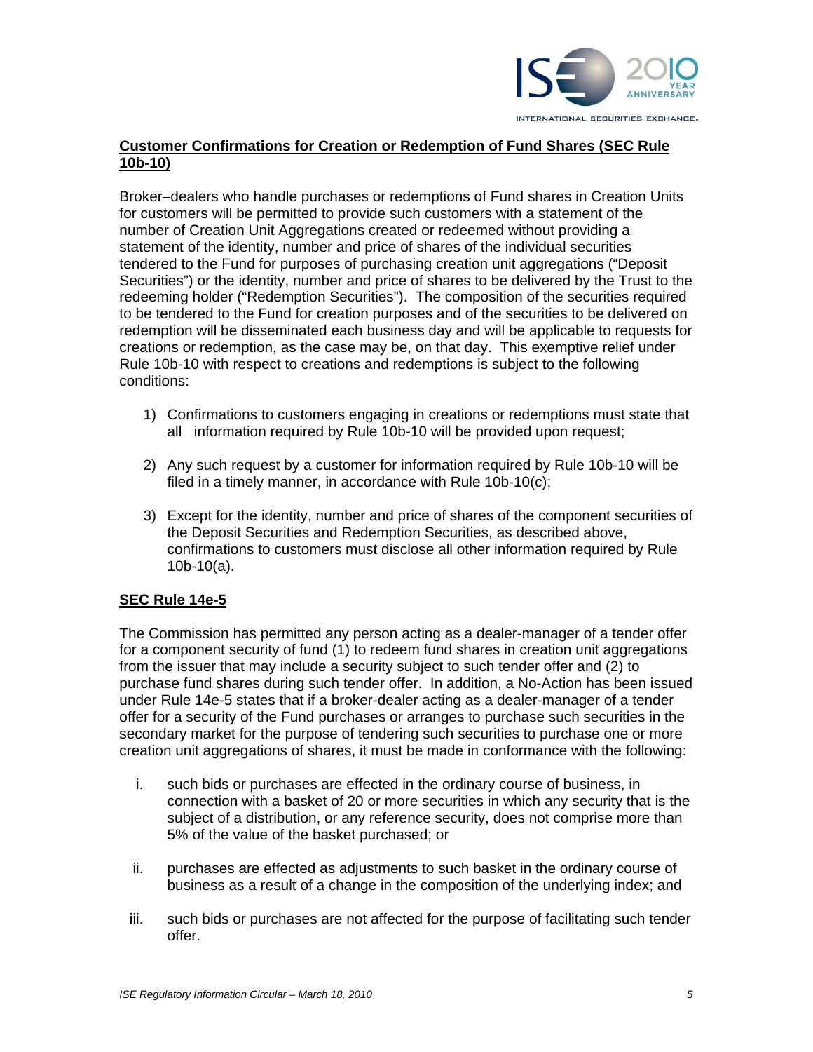**Customer Confirmations for Creation or Redemption of Fund Shares (SEC Rule 10b-10)**

Broker–dealers who handle purchases or redemptions of Fund shares in Creation Units for customers will be permitted to provide such customers with a statement of the number of Creation Unit Aggregations created or redeemed without providing a statement of the identity, number and price of shares of the individual securities tendered to the Fund for purposes of purchasing creation unit aggregations ("Deposit Securities") or the identity, number and price of shares to be delivered by the Trust to the redeeming holder ("Redemption Securities"). The composition of the securities required to be tendered to the Fund for creation purposes and of the securities to be delivered on redemption will be disseminated each business day and will be applicable to requests for creations or redemption, as the case may be, on that day. This exemptive relief under Rule 10b-10 with respect to creations and redemptions is subject to the following conditions:

1) Confirmations to customers engaging in creations or redemptions must state that all information required by Rule 10b-10 will be provided upon request;

2) Any such request by a customer for information required by Rule 10b-10 will be filed in a timely manner, in accordance with Rule 10b-10(c);

3) Except for the identity, number and price of shares of the component securities of the Deposit Securities and Redemption Securities, as described above, confirmations to customers must disclose all other information required by Rule 10b-10(a).

**SEC Rule 14e-5**

The Commission has permitted any person acting as a dealer-manager of a tender offer for a component security of fund (1) to redeem fund shares in creation unit aggregations from the issuer that may include a security subject to such tender offer and (2) to purchase fund shares during such tender offer. In addition, a No-Action has been issued under Rule 14e-5 states that if a broker-dealer acting as a dealer-manager of a tender offer for a security of the Fund purchases or arranges to purchase such securities in the secondary market for the purpose of tendering such securities to purchase one or more creation unit aggregations of shares, it must be made in conformance with the following:

i. such bids or purchases are effected in the ordinary course of business, in connection with a basket of 20 or more securities in which any security that is the subject of a distribution, or any reference security, does not comprise more than 5% of the value of the basket purchased; or

ii. purchases are effected as adjustments to such basket in the ordinary course of business as a result of a change in the composition of the underlying index; and

iii. such bids or purchases are not affected for the purpose of facilitating such tender offer.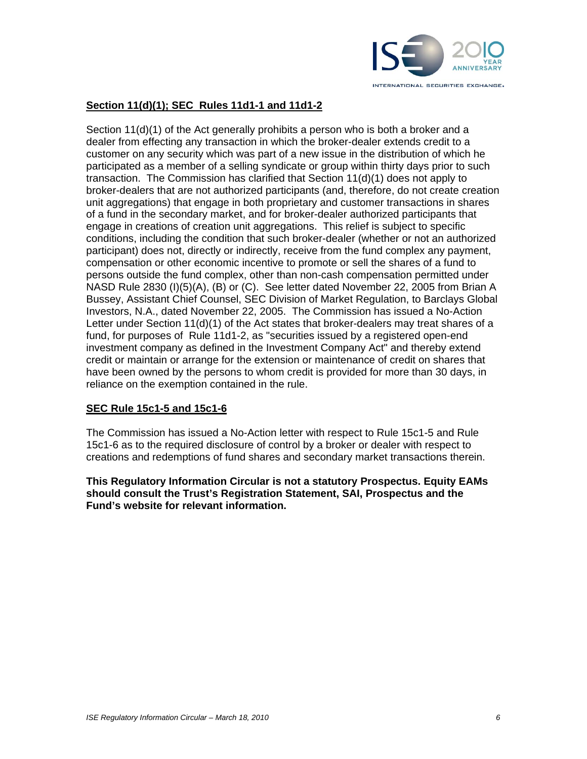## Section 11(d)(1); SEC Rules 11d1-1 and 11d1-2

Section 11(d)(1) of the Act generally prohibits a person who is both a broker and a dealer from effecting any transaction in which the broker-dealer extends credit to a customer on any security which was part of a new issue in the distribution of which he participated as a member of a selling syndicate or group within thirty days prior to such transaction. The Commission has clarified that Section 11(d)(1) does not apply to broker-dealers that are not authorized participants (and, therefore, do not create creation unit aggregations) that engage in both proprietary and customer transactions in shares of a fund in the secondary market, and for broker-dealer authorized participants that engage in creations of creation unit aggregations. This relief is subject to specific conditions, including the condition that such broker-dealer (whether or not an authorized participant) does not, directly or indirectly, receive from the fund complex any payment, compensation or other economic incentive to promote or sell the shares of a fund to persons outside the fund complex, other than non-cash compensation permitted under NASD Rule 2830 (I)(5)(A), (B) or (C). See letter dated November 22, 2005 from Brian A Bussey, Assistant Chief Counsel, SEC Division of Market Regulation, to Barclays Global Investors, N.A., dated November 22, 2005. The Commission has issued a No-Action Letter under Section 11(d)(1) of the Act states that broker-dealers may treat shares of a fund, for purposes of Rule 11d1-2, as "securities issued by a registered open-end investment company as defined in the Investment Company Act" and thereby extend credit or maintain or arrange for the extension or maintenance of credit on shares that have been owned by the persons to whom credit is provided for more than 30 days, in reliance on the exemption contained in the rule.

## SEC Rule 15c1-5 and 15c1-6

The Commission has issued a No-Action letter with respect to Rule 15c1-5 and Rule 15c1-6 as to the required disclosure of control by a broker or dealer with respect to creations and redemptions of fund shares and secondary market transactions therein.

**This Regulatory Information Circular is not a statutory Prospectus. Equity EAMs should consult the Trust's Registration Statement, SAI, Prospectus and the Fund's website for relevant information.**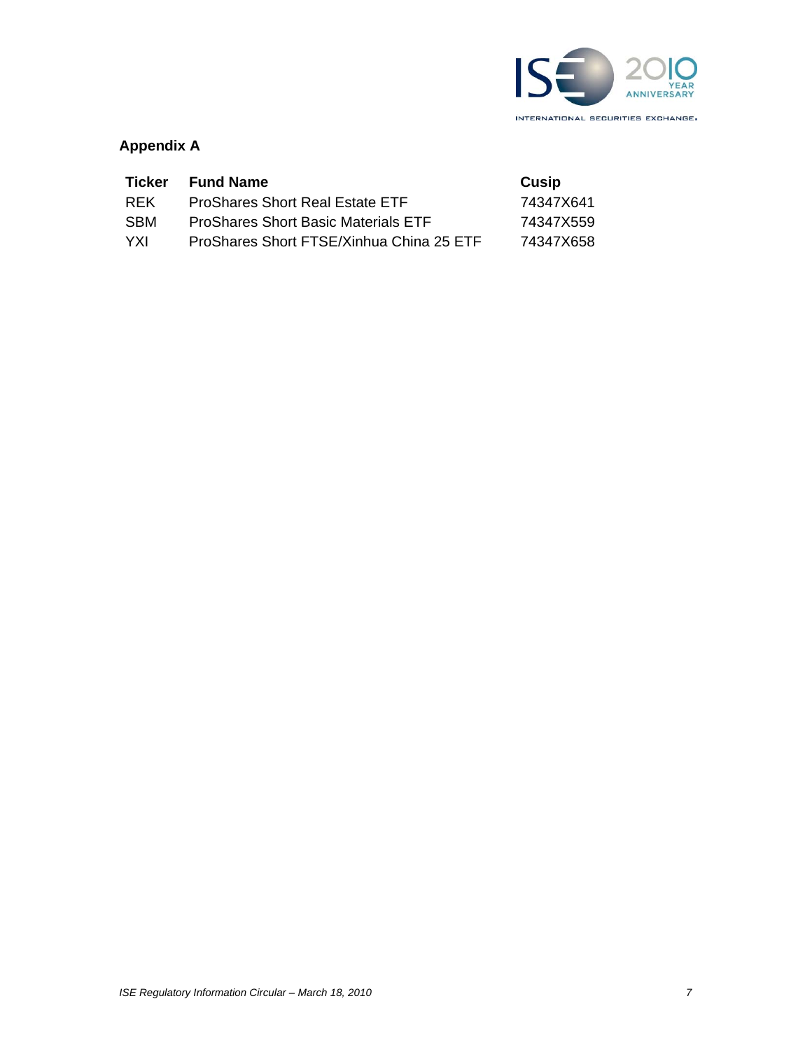## Appendix A

| Ticker | Fund Name | Cusip |
|---|---|---|
| REK | ProShares Short Real Estate ETF | 74347X641 |
| SBM | ProShares Short Basic Materials ETF | 74347X559 |
| YXI | ProShares Short FTSE/Xinhua China 25 ETF | 74347X658 |